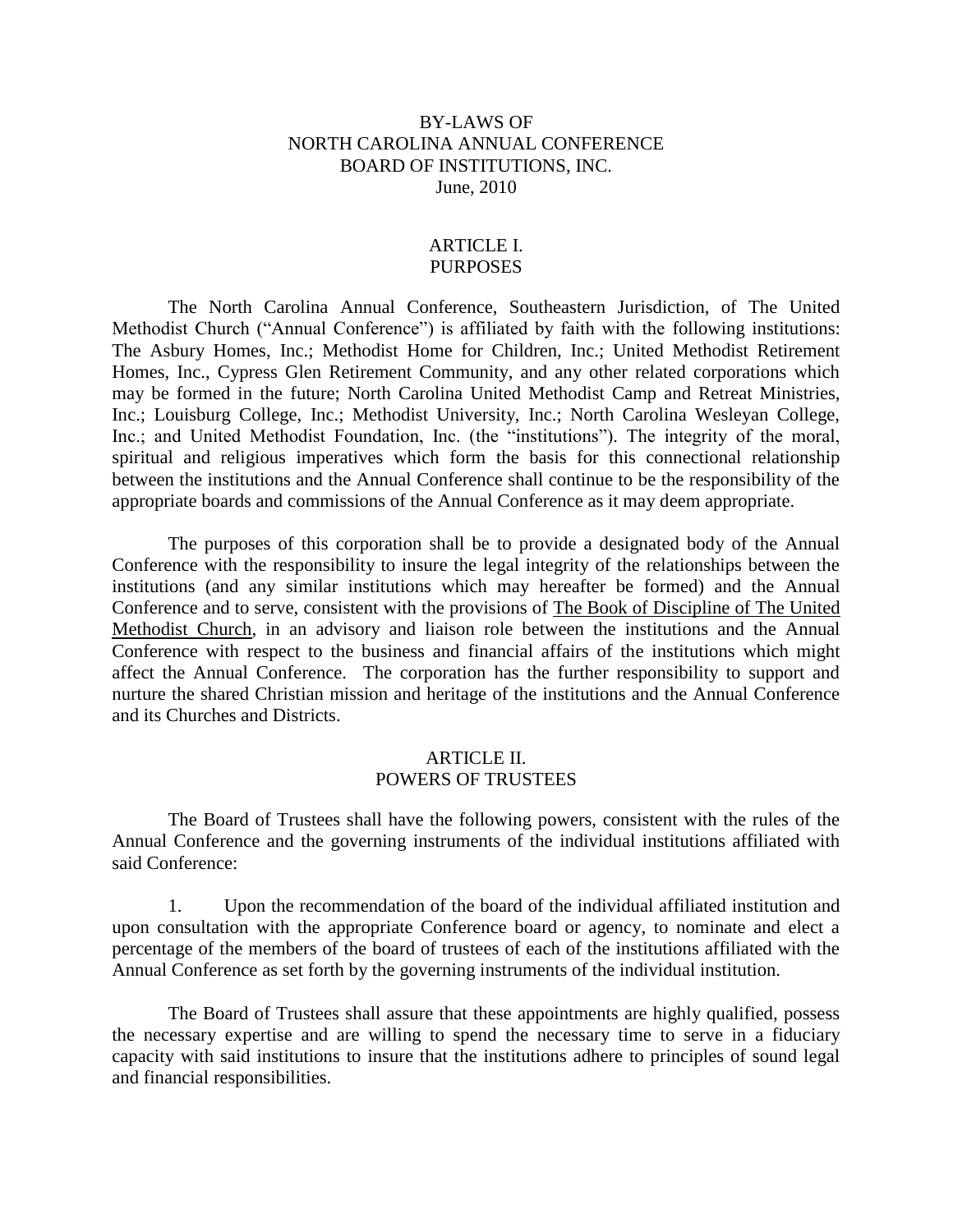# BY-LAWS OF NORTH CAROLINA ANNUAL CONFERENCE BOARD OF INSTITUTIONS, INC.

June, 2010

## ARTICLE I. PURPOSES

The North Carolina Annual Conference, Southeastern Jurisdiction, of The United Methodist Church ("Annual Conference") is affiliated by faith with the following institutions: The Asbury Homes, Inc.; Methodist Home for Children, Inc.; United Methodist Retirement Homes, Inc., Cypress Glen Retirement Community, and any other related corporations which may be formed in the future; North Carolina United Methodist Camp and Retreat Ministries, Inc.; Louisburg College, Inc.; Methodist University, Inc.; North Carolina Wesleyan College, Inc.; and United Methodist Foundation, Inc. (the "institutions"). The integrity of the moral, spiritual and religious imperatives which form the basis for this connectional relationship between the institutions and the Annual Conference shall continue to be the responsibility of the appropriate boards and commissions of the Annual Conference as it may deem appropriate.

The purposes of this corporation shall be to provide a designated body of the Annual Conference with the responsibility to insure the legal integrity of the relationships between the institutions (and any similar institutions which may hereafter be formed) and the Annual Conference and to serve, consistent with the provisions of The Book of Discipline of The United Methodist Church, in an advisory and liaison role between the institutions and the Annual Conference with respect to the business and financial affairs of the institutions which might affect the Annual Conference. The corporation has the further responsibility to support and nurture the shared Christian mission and heritage of the institutions and the Annual Conference and its Churches and Districts.

## ARTICLE II. POWERS OF TRUSTEES

The Board of Trustees shall have the following powers, consistent with the rules of the Annual Conference and the governing instruments of the individual institutions affiliated with said Conference:

1. Upon the recommendation of the board of the individual affiliated institution and upon consultation with the appropriate Conference board or agency, to nominate and elect a percentage of the members of the board of trustees of each of the institutions affiliated with the Annual Conference as set forth by the governing instruments of the individual institution.

The Board of Trustees shall assure that these appointments are highly qualified, possess the necessary expertise and are willing to spend the necessary time to serve in a fiduciary capacity with said institutions to insure that the institutions adhere to principles of sound legal and financial responsibilities.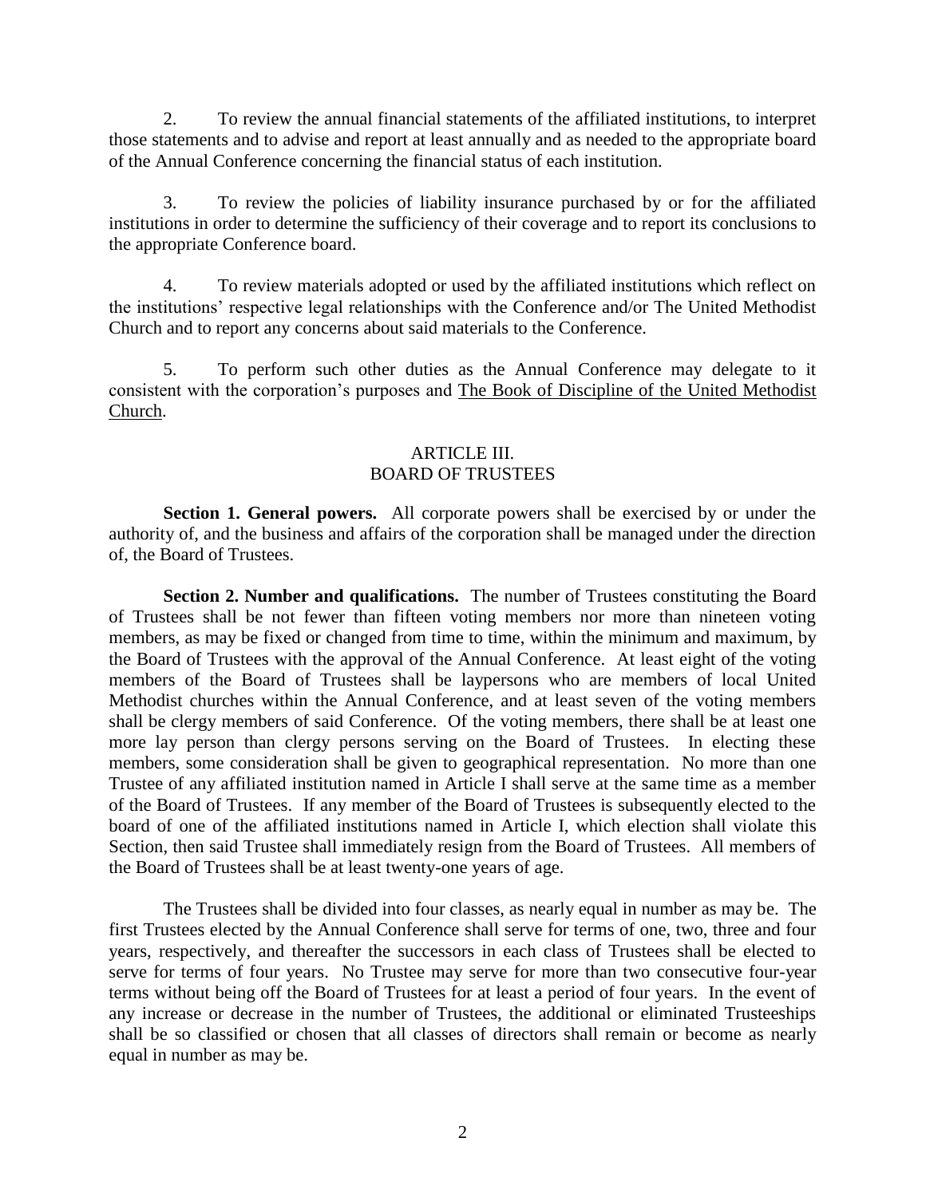2. To review the annual financial statements of the affiliated institutions, to interpret those statements and to advise and report at least annually and as needed to the appropriate board of the Annual Conference concerning the financial status of each institution.

3. To review the policies of liability insurance purchased by or for the affiliated institutions in order to determine the sufficiency of their coverage and to report its conclusions to the appropriate Conference board.

4. To review materials adopted or used by the affiliated institutions which reflect on the institutions' respective legal relationships with the Conference and/or The United Methodist Church and to report any concerns about said materials to the Conference.

5. To perform such other duties as the Annual Conference may delegate to it consistent with the corporation's purposes and The Book of Discipline of the United Methodist Church.

## ARTICLE III.
## BOARD OF TRUSTEES

**Section 1. General powers.** All corporate powers shall be exercised by or under the authority of, and the business and affairs of the corporation shall be managed under the direction of, the Board of Trustees.

**Section 2. Number and qualifications.** The number of Trustees constituting the Board of Trustees shall be not fewer than fifteen voting members nor more than nineteen voting members, as may be fixed or changed from time to time, within the minimum and maximum, by the Board of Trustees with the approval of the Annual Conference. At least eight of the voting members of the Board of Trustees shall be laypersons who are members of local United Methodist churches within the Annual Conference, and at least seven of the voting members shall be clergy members of said Conference. Of the voting members, there shall be at least one more lay person than clergy persons serving on the Board of Trustees. In electing these members, some consideration shall be given to geographical representation. No more than one Trustee of any affiliated institution named in Article I shall serve at the same time as a member of the Board of Trustees. If any member of the Board of Trustees is subsequently elected to the board of one of the affiliated institutions named in Article I, which election shall violate this Section, then said Trustee shall immediately resign from the Board of Trustees. All members of the Board of Trustees shall be at least twenty-one years of age.

The Trustees shall be divided into four classes, as nearly equal in number as may be. The first Trustees elected by the Annual Conference shall serve for terms of one, two, three and four years, respectively, and thereafter the successors in each class of Trustees shall be elected to serve for terms of four years. No Trustee may serve for more than two consecutive four-year terms without being off the Board of Trustees for at least a period of four years. In the event of any increase or decrease in the number of Trustees, the additional or eliminated Trusteeships shall be so classified or chosen that all classes of directors shall remain or become as nearly equal in number as may be.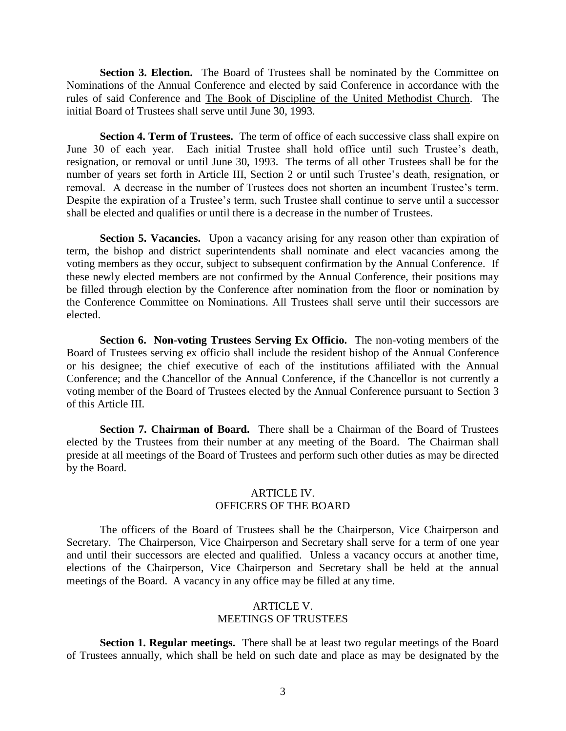**Section 3. Election.** The Board of Trustees shall be nominated by the Committee on Nominations of the Annual Conference and elected by said Conference in accordance with the rules of said Conference and The Book of Discipline of the United Methodist Church. The initial Board of Trustees shall serve until June 30, 1993.

**Section 4. Term of Trustees.** The term of office of each successive class shall expire on June 30 of each year. Each initial Trustee shall hold office until such Trustee's death, resignation, or removal or until June 30, 1993. The terms of all other Trustees shall be for the number of years set forth in Article III, Section 2 or until such Trustee's death, resignation, or removal. A decrease in the number of Trustees does not shorten an incumbent Trustee's term. Despite the expiration of a Trustee's term, such Trustee shall continue to serve until a successor shall be elected and qualifies or until there is a decrease in the number of Trustees.

**Section 5. Vacancies.** Upon a vacancy arising for any reason other than expiration of term, the bishop and district superintendents shall nominate and elect vacancies among the voting members as they occur, subject to subsequent confirmation by the Annual Conference. If these newly elected members are not confirmed by the Annual Conference, their positions may be filled through election by the Conference after nomination from the floor or nomination by the Conference Committee on Nominations. All Trustees shall serve until their successors are elected.

**Section 6. Non-voting Trustees Serving Ex Officio.** The non-voting members of the Board of Trustees serving ex officio shall include the resident bishop of the Annual Conference or his designee; the chief executive of each of the institutions affiliated with the Annual Conference; and the Chancellor of the Annual Conference, if the Chancellor is not currently a voting member of the Board of Trustees elected by the Annual Conference pursuant to Section 3 of this Article III.

**Section 7. Chairman of Board.** There shall be a Chairman of the Board of Trustees elected by the Trustees from their number at any meeting of the Board. The Chairman shall preside at all meetings of the Board of Trustees and perform such other duties as may be directed by the Board.

## ARTICLE IV.
## OFFICERS OF THE BOARD

The officers of the Board of Trustees shall be the Chairperson, Vice Chairperson and Secretary. The Chairperson, Vice Chairperson and Secretary shall serve for a term of one year and until their successors are elected and qualified. Unless a vacancy occurs at another time, elections of the Chairperson, Vice Chairperson and Secretary shall be held at the annual meetings of the Board. A vacancy in any office may be filled at any time.

## ARTICLE V.
## MEETINGS OF TRUSTEES

**Section 1. Regular meetings.** There shall be at least two regular meetings of the Board of Trustees annually, which shall be held on such date and place as may be designated by the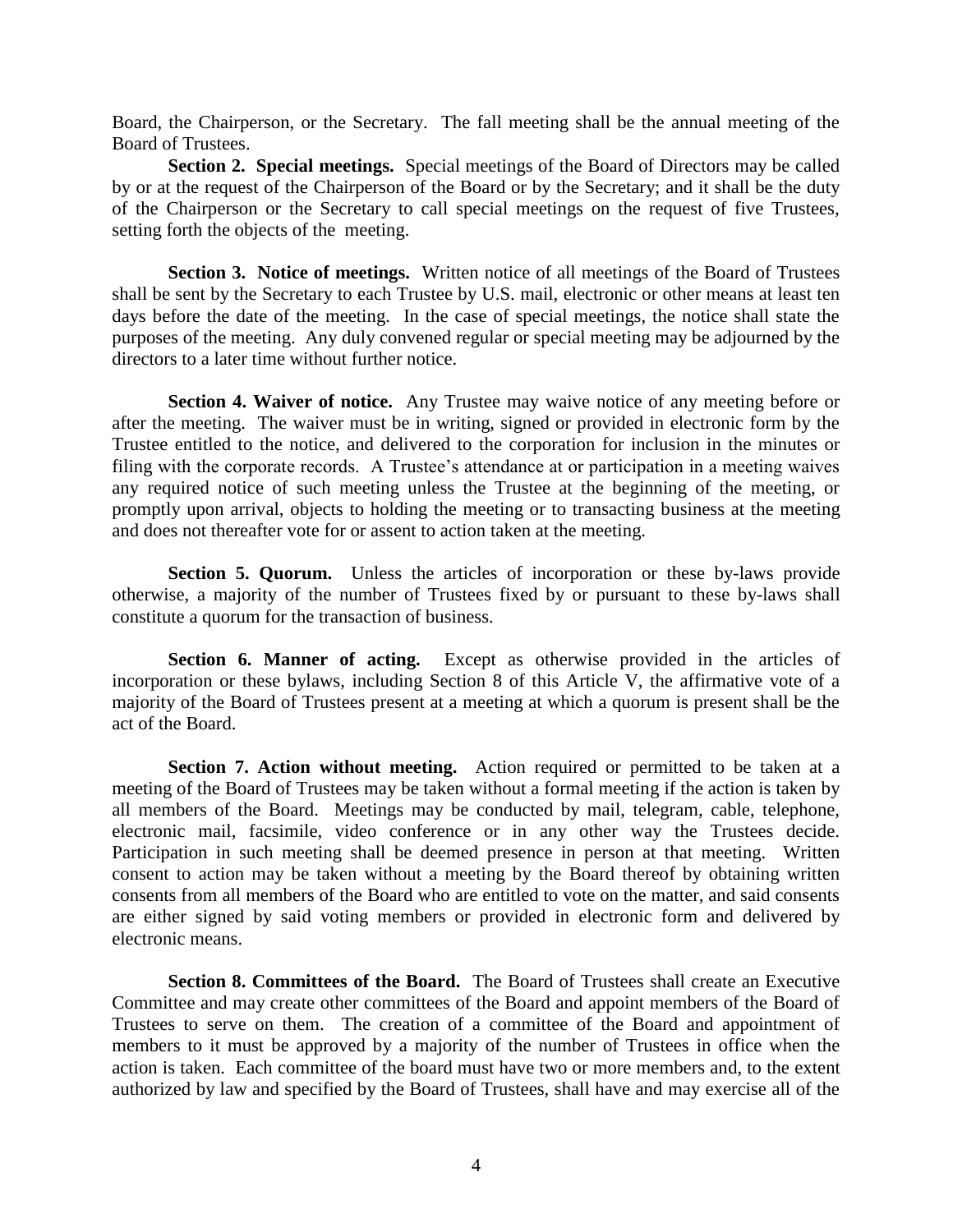Board, the Chairperson, or the Secretary. The fall meeting shall be the annual meeting of the Board of Trustees.

**Section 2. Special meetings.** Special meetings of the Board of Directors may be called by or at the request of the Chairperson of the Board or by the Secretary; and it shall be the duty of the Chairperson or the Secretary to call special meetings on the request of five Trustees, setting forth the objects of the meeting.

**Section 3. Notice of meetings.** Written notice of all meetings of the Board of Trustees shall be sent by the Secretary to each Trustee by U.S. mail, electronic or other means at least ten days before the date of the meeting. In the case of special meetings, the notice shall state the purposes of the meeting. Any duly convened regular or special meeting may be adjourned by the directors to a later time without further notice.

**Section 4. Waiver of notice.** Any Trustee may waive notice of any meeting before or after the meeting. The waiver must be in writing, signed or provided in electronic form by the Trustee entitled to the notice, and delivered to the corporation for inclusion in the minutes or filing with the corporate records. A Trustee's attendance at or participation in a meeting waives any required notice of such meeting unless the Trustee at the beginning of the meeting, or promptly upon arrival, objects to holding the meeting or to transacting business at the meeting and does not thereafter vote for or assent to action taken at the meeting.

**Section 5. Quorum.** Unless the articles of incorporation or these by-laws provide otherwise, a majority of the number of Trustees fixed by or pursuant to these by-laws shall constitute a quorum for the transaction of business.

**Section 6. Manner of acting.** Except as otherwise provided in the articles of incorporation or these bylaws, including Section 8 of this Article V, the affirmative vote of a majority of the Board of Trustees present at a meeting at which a quorum is present shall be the act of the Board.

**Section 7. Action without meeting.** Action required or permitted to be taken at a meeting of the Board of Trustees may be taken without a formal meeting if the action is taken by all members of the Board. Meetings may be conducted by mail, telegram, cable, telephone, electronic mail, facsimile, video conference or in any other way the Trustees decide. Participation in such meeting shall be deemed presence in person at that meeting. Written consent to action may be taken without a meeting by the Board thereof by obtaining written consents from all members of the Board who are entitled to vote on the matter, and said consents are either signed by said voting members or provided in electronic form and delivered by electronic means.

**Section 8. Committees of the Board.** The Board of Trustees shall create an Executive Committee and may create other committees of the Board and appoint members of the Board of Trustees to serve on them. The creation of a committee of the Board and appointment of members to it must be approved by a majority of the number of Trustees in office when the action is taken. Each committee of the board must have two or more members and, to the extent authorized by law and specified by the Board of Trustees, shall have and may exercise all of the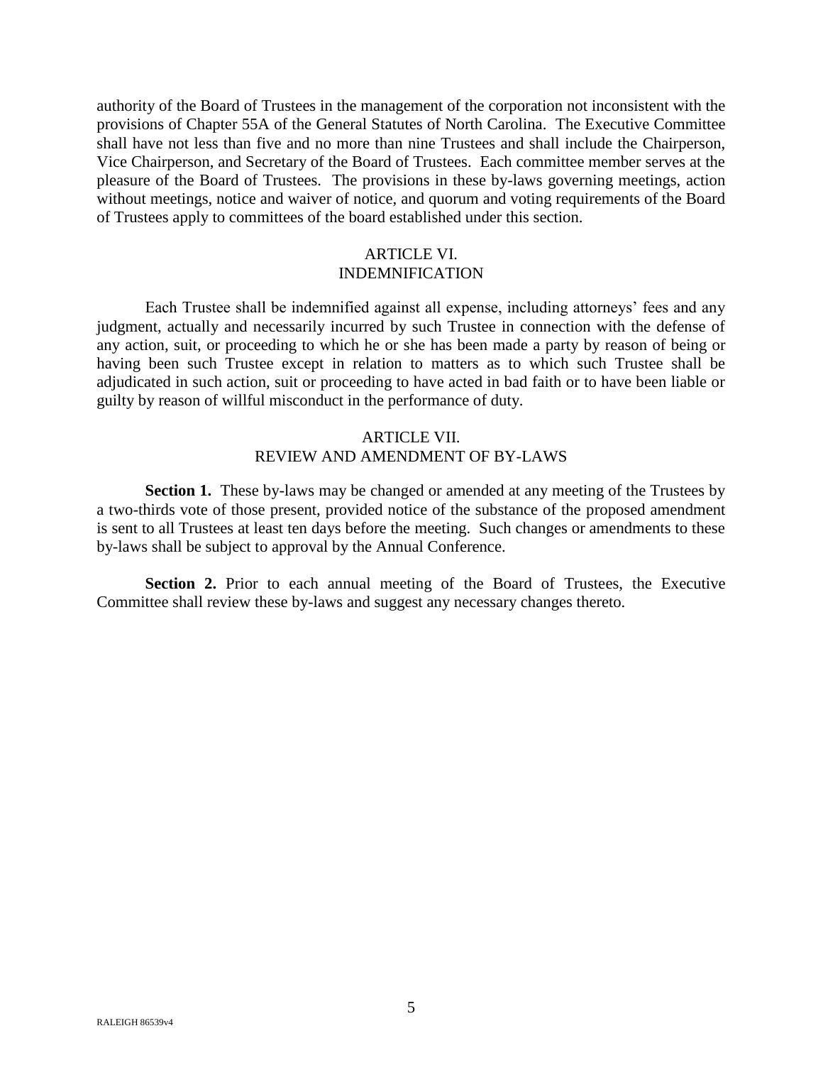authority of the Board of Trustees in the management of the corporation not inconsistent with the provisions of Chapter 55A of the General Statutes of North Carolina. The Executive Committee shall have not less than five and no more than nine Trustees and shall include the Chairperson, Vice Chairperson, and Secretary of the Board of Trustees. Each committee member serves at the pleasure of the Board of Trustees. The provisions in these by-laws governing meetings, action without meetings, notice and waiver of notice, and quorum and voting requirements of the Board of Trustees apply to committees of the board established under this section.

## ARTICLE VI.
## INDEMNIFICATION

Each Trustee shall be indemnified against all expense, including attorneys' fees and any judgment, actually and necessarily incurred by such Trustee in connection with the defense of any action, suit, or proceeding to which he or she has been made a party by reason of being or having been such Trustee except in relation to matters as to which such Trustee shall be adjudicated in such action, suit or proceeding to have acted in bad faith or to have been liable or guilty by reason of willful misconduct in the performance of duty.

## ARTICLE VII.
## REVIEW AND AMENDMENT OF BY-LAWS

**Section 1.** These by-laws may be changed or amended at any meeting of the Trustees by a two-thirds vote of those present, provided notice of the substance of the proposed amendment is sent to all Trustees at least ten days before the meeting. Such changes or amendments to these by-laws shall be subject to approval by the Annual Conference.

**Section 2.** Prior to each annual meeting of the Board of Trustees, the Executive Committee shall review these by-laws and suggest any necessary changes thereto.